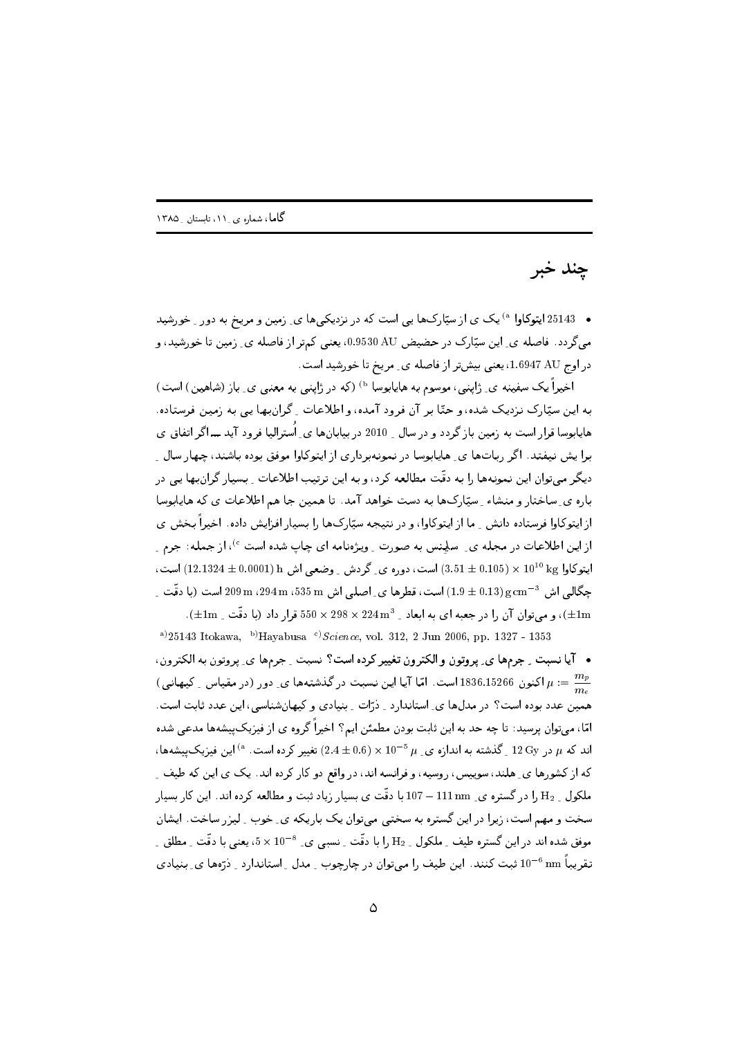# چند خبر

• 25143 **ایتوکاوا** [a] یک ی از سیّارک‌ها یی است که در نزدیکی‌ها ی ِ زمین و مریخ به دور ِ خورشید می‌گردد. فاصله ی ِ این سیّارک در حضیض 0.9530 AU، یعنی کم‌تر از فاصله ی ِ زمین تا خورشید، و در اوج 1.6947 AU، یعنی بیش‌تر از فاصله ی ِ مریخ تا خورشید است.

اخیراً یک سفینه ی ِ ژاپنی، موسوم به هایابوسا [b] (که در ژاپنی به معنی ی ِ باز (شاهین) است) به این سیّارک نزدیک شده، و حتّا بر آن فرود آمده، و اطلاعات ِ گران‌بها یی به زمین فرستاده. هایابوسا قرار است به زمین باز گردد و در سال ِ 2010 در بیابان‌ها ی ِ اُسترالیا فرود آید ـــ اگر اتفاق ی برا یش نیفتد. اگر ربات‌ها ی ِ هایابوسا در نمونه‌برداری از ایتوکاوا موفق بوده باشند، چهار سال ِ دیگر می‌توان این نمونه‌ها را به دقّت مطالعه کرد، و به این ترتیب اطلاعات ِ بسیار گران‌بها یی در باره ی ِ ساختار و منشاء ِ سیّارک‌ها به دست خواهد آمد. تا همین جا هم اطلاعات ی که هایابوسا از ایتوکاوا فرستاده دانش ِ ما از ایتوکاوا، و در نتیجه سیّارک‌ها را بسیار افزایش داده. اخیراً بخش ی از این اطلاعات در مجله ی ِ سایِنس به صورت ِ ویژه‌نامه ای چاپ شده است [c]، از جمله: جرم ِ ایتوکاوا $(3.51 \pm 0.105) \times 10^{10}\,\mathrm{kg}$ است، دوره ی ِ گردش ِ وضعی اش $(12.1324 \pm 0.0001)\,\mathrm{h}$ است، چگالی اش $(1.9 \pm 0.13)\,\mathrm{g\,cm^{-3}}$ است، قطرها ی ِ اصلی اش 535 m، 294 m، 209 m است (با دقّت ِ $\pm 1\mathrm{m}$)، و می‌توان آن را در جعبه ای به ابعاد ِ $550 \times 298 \times 224\,\mathrm{m}^3$ قرار داد (با دقّت ِ $\pm 1\mathrm{m}$).

[a] 25143 Itokawa, [b] Hayabusa [c] *Science*, vol. 312, 2 Jun 2006, pp. 1327 - 1353

• **آیا نسبت ِ جرم‌ها ی ِ پروتون و الکترون تغییر کرده است؟** نسبت ِ جرم‌ها ی ِ پروتون به الکترون، $\mu := \frac{m_p}{m_e}$ اکنون 1836.15266 است. امّا آیا این نسبت در گذشته‌ها ی ِ دور (در مقیاس ِ کیهانی) همین عدد بوده است؟ در مدل‌ها ی ِ استاندارد ِ ذرّات ِ بنیادی و کیهان‌شناسی، این عدد ثابت است. امّا، می‌توان پرسید: تا چه حد به این ثابت بودن مطمئن ایم؟ اخیراً گروه ی از فیزیک‌پیشه‌ها مدعی شده اند که $\mu$ در 12 Gy ِ گذشته به اندازه ی ِ $(2.4 \pm 0.6) \times 10^{-5}\,\mu$ تغییر کرده است. [a] این فیزیک‌پیشه‌ها، که از کشورها ی ِ هلند، سوییس، روسیه، و فرانسه اند، در واقع دو کار کرده اند. یک ی این که طیف ِ ملکول ِ $H_2$ را در گستره ی ِ 107 – 111 nm با دقّت ی بسیار زیاد ثبت و مطالعه کرده اند. این کار بسیار سخت و مهم است، زیرا در این گستره به سختی می‌توان یک باریکه ی ِ خوب ِ لیزر ساخت. ایشان موفق شده اند در این گستره طیف ِ ملکول ِ $H_2$ را با دقّت ِ نسبی ی ِ $5 \times 10^{-8}$، یعنی با دقّت ِ مطلق ِ تقریباً $10^{-6}\,\mathrm{nm}$ ثبت کنند. این طیف را می‌توان در چارچوب ِ مدل ِ استاندارد ِ ذرّه‌ها ی ِ بنیادی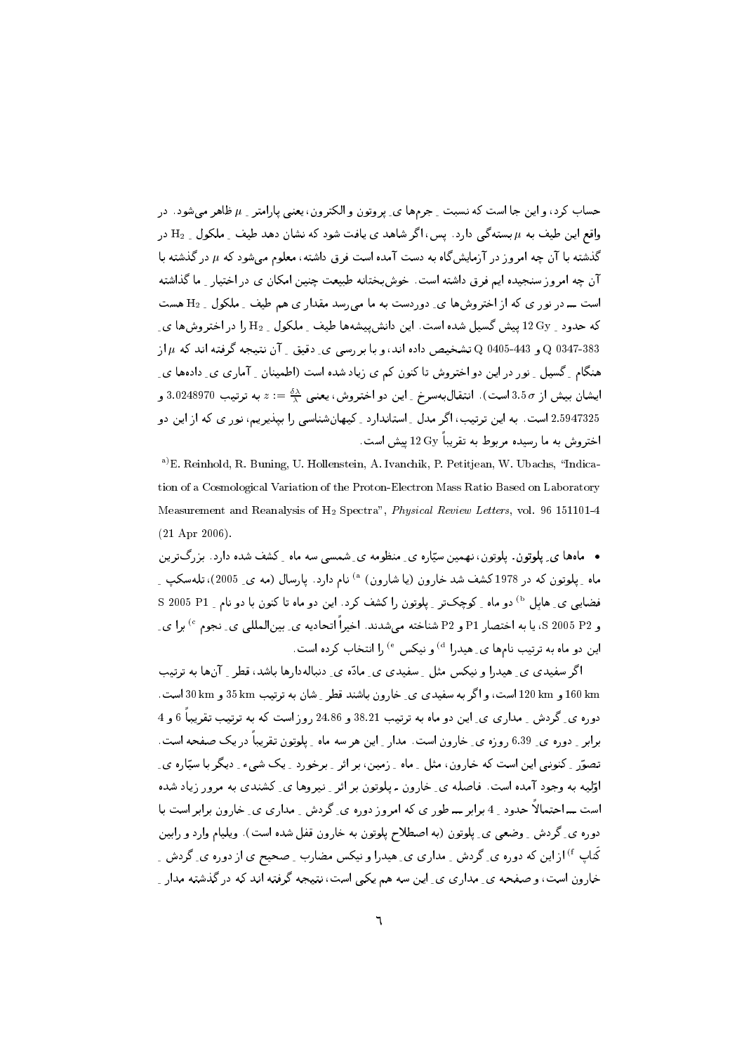حساب کرد، و این جا است که نسبتِ جرم‌ها یِ پروتون و الکترون، یعنی پارامترِ $\mu$ ظاهر می‌شود. در واقع این طیف به $\mu$ بسته‌گی دارد. پس، اگر شاهد ی یافت شود که نشان دهد طیفِ ملکولِ $H_2$ در گذشته با آن چه امروز در آزمایش‌گاه به دست آمده است فرق داشته، معلوم می‌شود که $\mu$ در گذشته با آن چه امروز سنجیده ایم فرق داشته است. خوش‌بختانه طبیعت چنین امکان ی در اختیارِ ما گذاشته است — در نور ی که از اختروش‌ها یِ دوردست به ما می‌رسد مقدار ی هم طیفِ ملکولِ $H_2$ هست که حدودِ 12 Gy پیش گسیل شده است. این دانش‌پیشه‌ها طیفِ ملکولِ $H_2$ را در اختروش‌ها یِ Q 0347-383 و Q 0405-443 تشخیص داده اند، و با بررسی یِ دقیقِ آن نتیجه گرفته اند که $\mu$ از هنگامِ گسیلِ نور در این دو اختروش تا کنون کم ی زیاد شده است (اطمینانِ آماری یِ داده‌ها یِ ایشان بیش از $3.5\,\sigma$ است). انتقال‌به‌سرخِ این دو اختروش، یعنی $z := \frac{\delta\lambda}{\lambda}$ به ترتیب 3.0248970 و 2.5947325 است. به این ترتیب، اگر مدلِ استاندارد ِ کیهان‌شناسی را بپذیریم، نور ی که از این دو اختروش به ما رسیده مربوط به تقریباً 12 Gy پیش است.

[a] E. Reinhold, R. Buning, U. Hollenstein, A. Ivanchik, P. Petitjean, W. Ubachs, "Indication of a Cosmological Variation of the Proton-Electron Mass Ratio Based on Laboratory Measurement and Reanalysis of $H_2$ Spectra", *Physical Review Letters*, vol. 96 151101-4 (21 Apr 2006).

- **ماه‌ها یِ پلوتون.** پلوتون، نهمین سیّاره یِ منظومه یِ شمسی سه ماه کشف شده دارد. بزرگ‌ترین ماهِ پلوتون که در 1978 کشف شد خارون (یا شارون) [a] نام دارد. پارسال (مه یِ 2005)، تلسکوپِ فضایی یِ هابل [b] دو ماهِ کوچک‌ترِ پلوتون را کشف کرد. این دو ماه تا کنون با دو نامِ S 2005 P1 و S 2005 P2، یا به اختصار P1 و P2 شناخته می‌شدند. اخیراً اتحادیه یِ بین‌المللی یِ نجوم [c] برا یِ این دو ماه به ترتیب نام‌ها یِ هیدرا [d] و نیکس [e] را انتخاب کرده است.

اگر سفیدی یِ هیدرا و نیکس مثلِ سفیدی یِ مادّه یِ دنباله‌دارها باشد، قطرِ آن‌ها به ترتیب 160 km و 120 km است، و اگر به سفیدی یِ خارون باشند قطرِ شان به ترتیب 35 km و 30 km است. دوره یِ گردشِ مداری یِ این دو ماه به ترتیب 38.21 و 24.86 روز است که به ترتیب تقریباً 6 و 4 برابرِ دوره یِ 6.39 روزه یِ خارون است. مدارِ این هر سه ماهِ پلوتون تقریباً در یک صفحه است. تصوّرِ کنونی این است که خارون، مثلِ ماهِ زمین، بر اثرِ برخوردِ یک شیءِ دیگر با سیّاره یِ اوّلیه به وجود آمده است. فاصله یِ خارون ـ پلوتون بر اثرِ نیروها یِ کشندی به مرور زیاد شده است — احتمالاً حدودِ 4 برابر — طور ی که امروز دوره یِ گردشِ مداری یِ خارون برابر است با دوره یِ گردشِ وضعی یِ پلوتون (به اصطلاح پلوتون به خارون قفل شده است). ویلیام وارد و رابین کَناپ [f] از این که دوره یِ گردشِ مداری یِ هیدرا و نیکس مضاربِ صحیح ی از دوره یِ گردشِ خارون است، و صفحه یِ مداری یِ این سه هم یکی است، نتیجه گرفته اند که در گذشته مدارِ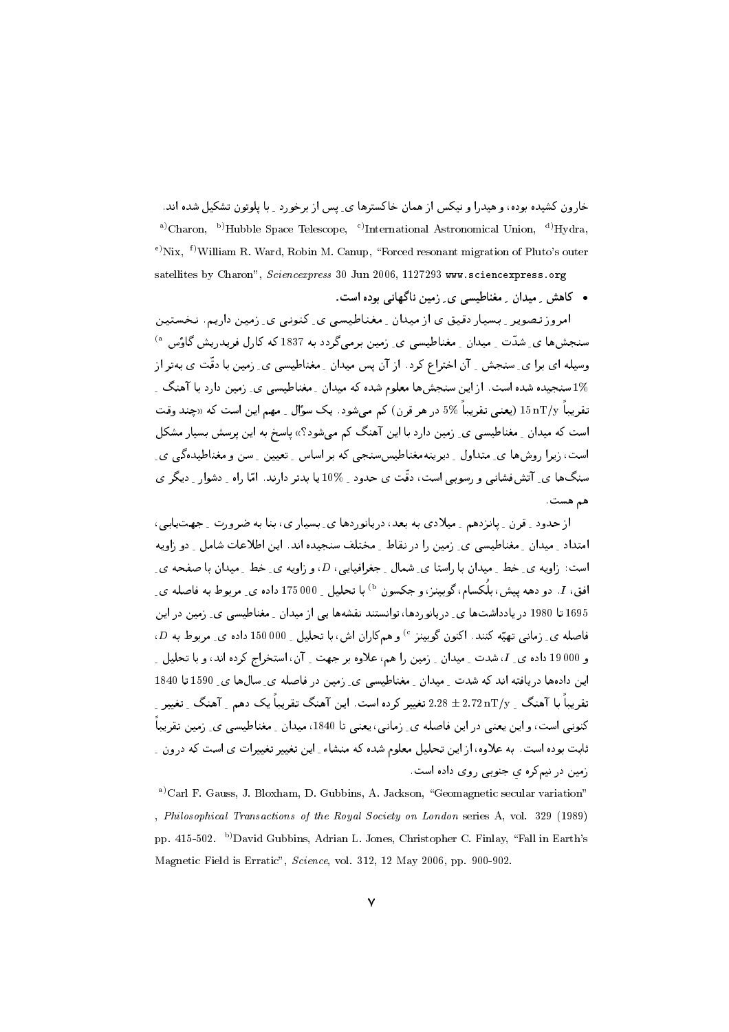خارون کشیده بوده، و هیدرا و نیکس از همان خاکسترها ی ِ پس از برخورد ِ با پلوتون تشکیل شده اند.

[a]Charon, [b]Hubble Space Telescope, [c]International Astronomical Union, [d]Hydra, [e]Nix, [f]William R. Ward, Robin M. Canup, "Forced resonant migration of Pluto's outer satellites by Charon", *Sciencexpress* 30 Jun 2006, 1127293 www.sciencexpress.org

- **کاهش ِ میدان ِ مغناطیسی ی ِ زمین ناگهانی بوده است.**

امروز تصویر ِ بسیار دقیق ی از میدان ِ مغناطیسی ی ِ کنونی ی ِ زمین داریم. نخستین سنجش‌ها ی ِ شدّت ِ میدان ِ مغناطیسی ی ِ زمین برمی‌گردد به 1837 که کارل فریدریش گاوُس [a] وسیله ای برا ی ِ سنجش ِ آن اختراع کرد. از آن پس میدان ِ مغناطیسی ی ِ زمین با دقّت ی به‌تر از 1% سنجیده شده است. از این سنجش‌ها معلوم شده که میدان ِ مغناطیسی ی ِ زمین دارد با آهنگ ِ تقریباً 15 nT/y (یعنی تقریباً 5% در هر قرن) کم می‌شود. یک سؤال ِ مهم این است که «چند وقت است که میدان ِ مغناطیسی ی ِ زمین دارد با این آهنگ کم می‌شود؟» پاسخ به این پرسش بسیار مشکل است، زیرا روش‌ها ی ِ متداول ِ دیرینه‌مغناطیس‌سنجی که بر اساس ِ تعیین ِ سن و مغناطیدهگی ی ِ سنگ‌ها ی ِ آتش‌فشانی و رسوبی است، دقّت ی حدود ِ 10% یا بدتر دارند. امّا راه ِ دشوار ِ دیگر ی هم هست.

از حدود ِ قرن ِ پانزدهم ِ میلادی به بعد، دریانوردها ی ِ بسیار ی، بنا به ضرورت ِ جهت‌یابی، امتداد ِ میدان ِ مغناطیسی ی ِ زمین را در نقاط ِ مختلف سنجیده اند. این اطلاعات شامل ِ دو زاویه است: زاویه ی ِ خط ِ میدان با راستا ی ِ شمال ِ جغرافیایی، $D$، و زاویه ی ِ خط ِ میدان با صفحه ی ِ افق، $I$. دو دهه پیش، بلُکسام، گوبینز، و جکسون [b] با تحلیل ِ 175 000 داده ی ِ مربوط به فاصله ی ِ 1695 تا 1980 در یادداشت‌ها ی ِ دریانوردها، توانستند نقشه‌ها یی از میدان ِ مغناطیسی ی ِ زمین در این فاصله ی ِ زمانی تهیّه کنند. اکنون گوبینز [c] و هم‌کاران اش، با تحلیل ِ 150 000 داده ی ِ مربوط به $D$، و 19 000 داده ی ِ $I$، شدت ِ میدان ِ زمین را هم، علاوه بر جهت ِ آن، استخراج کرده اند، و با تحلیل ِ این داده‌ها دریافته اند که شدت ِ میدان ِ مغناطیسی ی ِ زمین در فاصله ی ِ سال‌ها ی ِ 1590 تا 1840 تقریباً با آهنگ ِ $2.28 \pm 2.72\,\mathrm{nT/y}$ تغییر کرده است. این آهنگ تقریباً یک دهم ِ آهنگ ِ تغییر ِ کنونی است، و این یعنی در این فاصله ی ِ زمانی، یعنی تا 1840، میدان ِ مغناطیسی ی ِ زمین تقریباً ثابت بوده است. به علاوه، از این تحلیل معلوم شده که منشاء ِ این تغییر تغییرات ی است که درون ِ زمین در نیم‌کره ی ِ جنوبی روی داده است.

[a]Carl F. Gauss, J. Bloxham, D. Gubbins, A. Jackson, "Geomagnetic secular variation", *Philosophical Transactions of the Royal Society on London* series A, vol. 329 (1989) pp. 415-502. [b]David Gubbins, Adrian L. Jones, Christopher C. Finlay, "Fall in Earth's Magnetic Field is Erratic", *Science*, vol. 312, 12 May 2006, pp. 900-902.